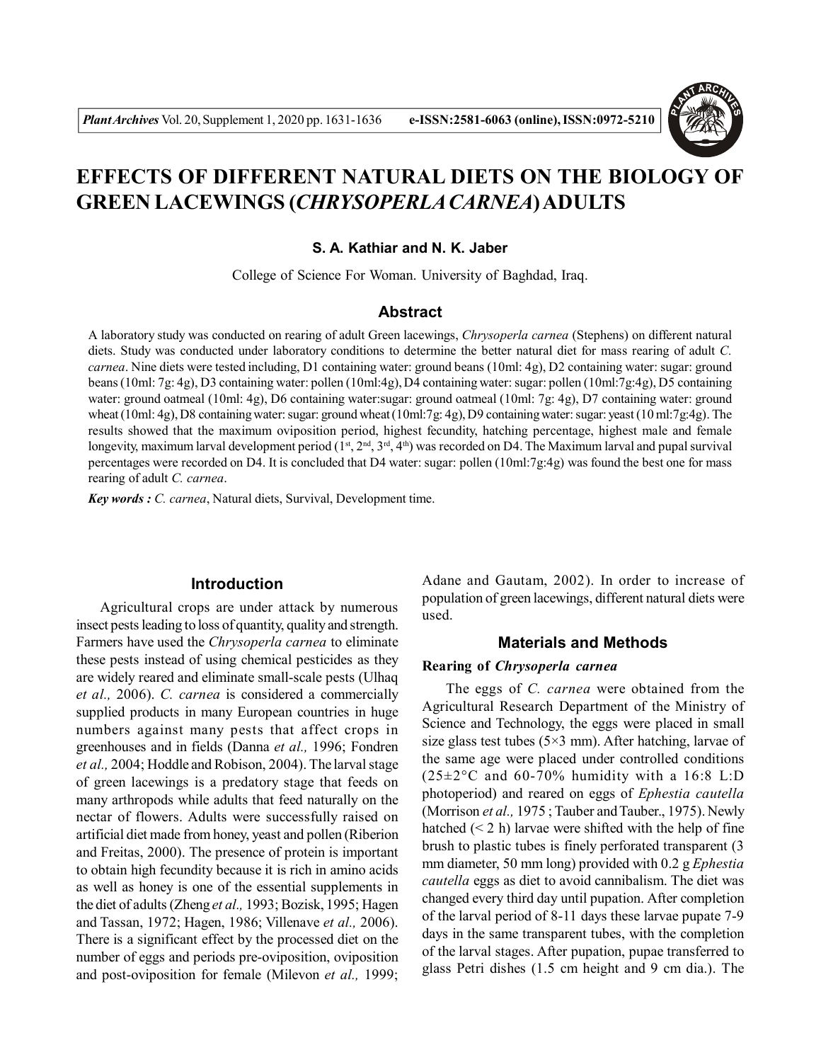# EFFECTS OF DIFFERENT NATURAL DIETS ON THE BIOLOGY OF GREEN LACEWINGS (*CHRYSOPERLA CARNEA*) ADULTS

**S. A. Kathiar and N. K. Jaber**

College of Science For Woman. University of Baghdad, Iraq.

## Abstract

A laboratory study was conducted on rearing of adult Green lacewings, *Chrysoperla carnea* (Stephens) on different natural diets. Study was conducted under laboratory conditions to determine the better natural diet for mass rearing of adult *C. carnea*. Nine diets were tested including, D1 containing water: ground beans (10ml: 4g), D2 containing water: sugar: ground beans (10ml: 7g: 4g), D3 containing water: pollen (10ml:4g), D4 containing water: sugar: pollen (10ml:7g:4g), D5 containing water: ground oatmeal (10ml: 4g), D6 containing water:sugar: ground oatmeal (10ml: 7g: 4g), D7 containing water: ground wheat (10ml: 4g), D8 containing water: sugar: ground wheat (10ml:7g: 4g), D9 containing water: sugar: yeast (10 ml:7g:4g). The results showed that the maximum oviposition period, highest fecundity, hatching percentage, highest male and female longevity, maximum larval development period (1st, 2nd, 3rd, 4th) was recorded on D4. The Maximum larval and pupal survival percentages were recorded on D4. It is concluded that D4 water: sugar: pollen (10ml:7g:4g) was found the best one for mass rearing of adult *C. carnea*.

***Key words :*** *C. carnea*, Natural diets, Survival, Development time.

## Introduction

Agricultural crops are under attack by numerous insect pests leading to loss of quantity, quality and strength. Farmers have used the *Chrysoperla carnea* to eliminate these pests instead of using chemical pesticides as they are widely reared and eliminate small-scale pests (Ulhaq *et al.,* 2006). *C. carnea* is considered a commercially supplied products in many European countries in huge numbers against many pests that affect crops in greenhouses and in fields (Danna *et al.,* 1996; Fondren *et al.,* 2004; Hoddle and Robison, 2004). The larval stage of green lacewings is a predatory stage that feeds on many arthropods while adults that feed naturally on the nectar of flowers. Adults were successfully raised on artificial diet made from honey, yeast and pollen (Riberion and Freitas, 2000). The presence of protein is important to obtain high fecundity because it is rich in amino acids as well as honey is one of the essential supplements in the diet of adults (Zheng *et al.,* 1993; Bozisk, 1995; Hagen and Tassan, 1972; Hagen, 1986; Villenave *et al.,* 2006). There is a significant effect by the processed diet on the number of eggs and periods pre-oviposition, oviposition and post-oviposition for female (Milevon *et al.,* 1999; Adane and Gautam, 2002). In order to increase of population of green lacewings, different natural diets were used.

## Materials and Methods

### Rearing of *Chrysoperla carnea*

The eggs of *C. carnea* were obtained from the Agricultural Research Department of the Ministry of Science and Technology, the eggs were placed in small size glass test tubes (5×3 mm). After hatching, larvae of the same age were placed under controlled conditions (25±2°C and 60-70% humidity with a 16:8 L:D photoperiod) and reared on eggs of *Ephestia cautella* (Morrison *et al.,* 1975 ; Tauber and Tauber., 1975). Newly hatched (< 2 h) larvae were shifted with the help of fine brush to plastic tubes is finely perforated transparent (3 mm diameter, 50 mm long) provided with 0.2 g *Ephestia cautella* eggs as diet to avoid cannibalism. The diet was changed every third day until pupation. After completion of the larval period of 8-11 days these larvae pupate 7-9 days in the same transparent tubes, with the completion of the larval stages. After pupation, pupae transferred to glass Petri dishes (1.5 cm height and 9 cm dia.). The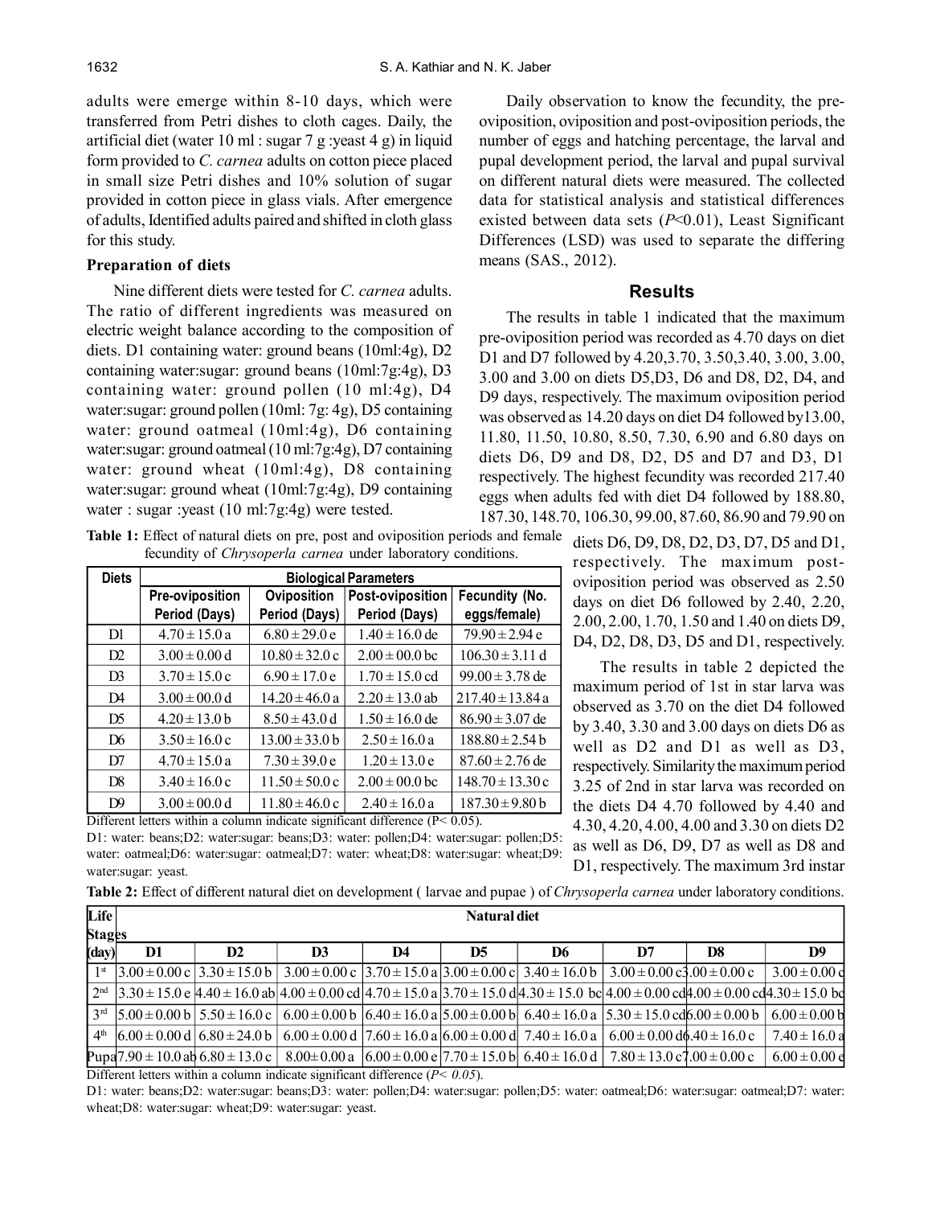adults were emerge within 8-10 days, which were transferred from Petri dishes to cloth cages. Daily, the artificial diet (water 10 ml : sugar 7 g :yeast 4 g) in liquid form provided to *C. carnea* adults on cotton piece placed in small size Petri dishes and 10% solution of sugar provided in cotton piece in glass vials. After emergence of adults, Identified adults paired and shifted in cloth glass for this study.

### Preparation of diets

Nine different diets were tested for *C. carnea* adults. The ratio of different ingredients was measured on electric weight balance according to the composition of diets. D1 containing water: ground beans (10ml:4g), D2 containing water:sugar: ground beans (10ml:7g:4g), D3 containing water: ground pollen (10 ml:4g), D4 water:sugar: ground pollen (10ml: 7g: 4g), D5 containing water: ground oatmeal (10ml:4g), D6 containing water:sugar: ground oatmeal (10 ml:7g:4g), D7 containing water: ground wheat (10ml:4g), D8 containing water:sugar: ground wheat (10ml:7g:4g), D9 containing water : sugar :yeast (10 ml:7g:4g) were tested.

Daily observation to know the fecundity, the pre-oviposition, oviposition and post-oviposition periods, the number of eggs and hatching percentage, the larval and pupal development period, the larval and pupal survival on different natural diets were measured. The collected data for statistical analysis and statistical differences existed between data sets ($P$<0.01), Least Significant Differences (LSD) was used to separate the differing means (SAS., 2012).

## Results

The results in table 1 indicated that the maximum pre-oviposition period was recorded as 4.70 days on diet D1 and D7 followed by 4.20,3.70, 3.50,3.40, 3.00, 3.00, 3.00 and 3.00 on diets D5,D3, D6 and D8, D2, D4, and D9 days, respectively. The maximum oviposition period was observed as 14.20 days on diet D4 followed by13.00, 11.80, 11.50, 10.80, 8.50, 7.30, 6.90 and 6.80 days on diets D6, D9 and D8, D2, D5 and D7 and D3, D1 respectively. The highest fecundity was recorded 217.40 eggs when adults fed with diet D4 followed by 188.80, 187.30, 148.70, 106.30, 99.00, 87.60, 86.90 and 79.90 on diets D6, D9, D8, D2, D3, D7, D5 and D1, respectively. The maximum post-oviposition period was observed as 2.50 days on diet D6 followed by 2.40, 2.20, 2.00, 2.00, 1.70, 1.50 and 1.40 on diets D9, D4, D2, D8, D3, D5 and D1, respectively.

**Table 1:** Effect of natural diets on pre, post and oviposition periods and female fecundity of *Chrysoperla carnea* under laboratory conditions.

| Diets | Biological Parameters | | | |
|---|---|---|---|---|
| | Pre-oviposition Period (Days) | Oviposition Period (Days) | Post-oviposition Period (Days) | Fecundity (No. eggs/female) |
| D1 | 4.70 ± 15.0 a | 6.80 ± 29.0 e | 1.40 ± 16.0 de | 79.90 ± 2.94 e |
| D2 | 3.00 ± 0.00 d | 10.80 ± 32.0 c | 2.00 ± 00.0 bc | 106.30 ± 3.11 d |
| D3 | 3.70 ± 15.0 c | 6.90 ± 17.0 e | 1.70 ± 15.0 cd | 99.00 ± 3.78 de |
| D4 | 3.00 ± 00.0 d | 14.20 ± 46.0 a | 2.20 ± 13.0 ab | 217.40 ± 13.84 a |
| D5 | 4.20 ± 13.0 b | 8.50 ± 43.0 d | 1.50 ± 16.0 de | 86.90 ± 3.07 de |
| D6 | 3.50 ± 16.0 c | 13.00 ± 33.0 b | 2.50 ± 16.0 a | 188.80 ± 2.54 b |
| D7 | 4.70 ± 15.0 a | 7.30 ± 39.0 e | 1.20 ± 13.0 e | 87.60 ± 2.76 de |
| D8 | 3.40 ± 16.0 c | 11.50 ± 50.0 c | 2.00 ± 00.0 bc | 148.70 ± 13.30 c |
| D9 | 3.00 ± 00.0 d | 11.80 ± 46.0 c | 2.40 ± 16.0 a | 187.30 ± 9.80 b |

Different letters within a column indicate significant difference (P< 0.05).

D1: water: beans;D2: water:sugar: beans;D3: water: pollen;D4: water:sugar: pollen;D5: water: oatmeal;D6: water:sugar: oatmeal;D7: water: wheat;D8: water:sugar: wheat;D9: water:sugar: yeast.

The results in table 2 depicted the maximum period of 1st in star larva was observed as 3.70 on the diet D4 followed by 3.40, 3.30 and 3.00 days on diets D6 as well as D2 and D1 as well as D3, respectively. Similarity the maximum period 3.25 of 2nd in star larva was recorded on the diets D4 4.70 followed by 4.40 and 4.30, 4.20, 4.00, 4.00 and 3.30 on diets D2 as well as D6, D9, D7 as well as D8 and D1, respectively. The maximum 3rd instar

**Table 2:** Effect of different natural diet on development ( larvae and pupae ) of *Chrysoperla carnea* under laboratory conditions.

| Life Stages (day) | Natural diet | | | | | | | | |
|---|---|---|---|---|---|---|---|---|---|
| | D1 | D2 | D3 | D4 | D5 | D6 | D7 | D8 | D9 |
| 1st | 3.00 ± 0.00 c | 3.30 ± 15.0 b | 3.00 ± 0.00 c | 3.70 ± 15.0 a | 3.00 ± 0.00 c | 3.40 ± 16.0 b | 3.00 ± 0.00 c | 3.00 ± 0.00 c | 3.00 ± 0.00 c |
| 2nd | 3.30 ± 15.0 e | 4.40 ± 16.0 ab | 4.00 ± 0.00 cd | 4.70 ± 15.0 a | 3.70 ± 15.0 d | 4.30 ± 15.0 bc | 4.00 ± 0.00 cd | 4.00 ± 0.00 cd | 4.30 ± 15.0 bc |
| 3rd | 5.00 ± 0.00 b | 5.50 ± 16.0 c | 6.00 ± 0.00 b | 6.40 ± 16.0 a | 5.00 ± 0.00 b | 6.40 ± 16.0 a | 5.30 ± 15.0 cd | 6.00 ± 0.00 b | 6.00 ± 0.00 b |
| 4th | 6.00 ± 0.00 d | 6.80 ± 24.0 b | 6.00 ± 0.00 d | 7.60 ± 16.0 a | 6.00 ± 0.00 d | 7.40 ± 16.0 a | 6.00 ± 0.00 d | 6.40 ± 16.0 c | 7.40 ± 16.0 a |
| Pupa | 7.90 ± 10.0 ab | 6.80 ± 13.0 c | 8.00±0.00 a | 6.00 ± 0.00 e | 7.70 ± 15.0 b | 6.40 ± 16.0 d | 7.80 ± 13.0 c | 7.00 ± 0.00 c | 6.00 ± 0.00 e |

Different letters within a column indicate significant difference (*P< 0.05*).

D1: water: beans;D2: water:sugar: beans;D3: water: pollen;D4: water:sugar: pollen;D5: water: oatmeal;D6: water:sugar: oatmeal;D7: water: wheat;D8: water:sugar: wheat;D9: water:sugar: yeast.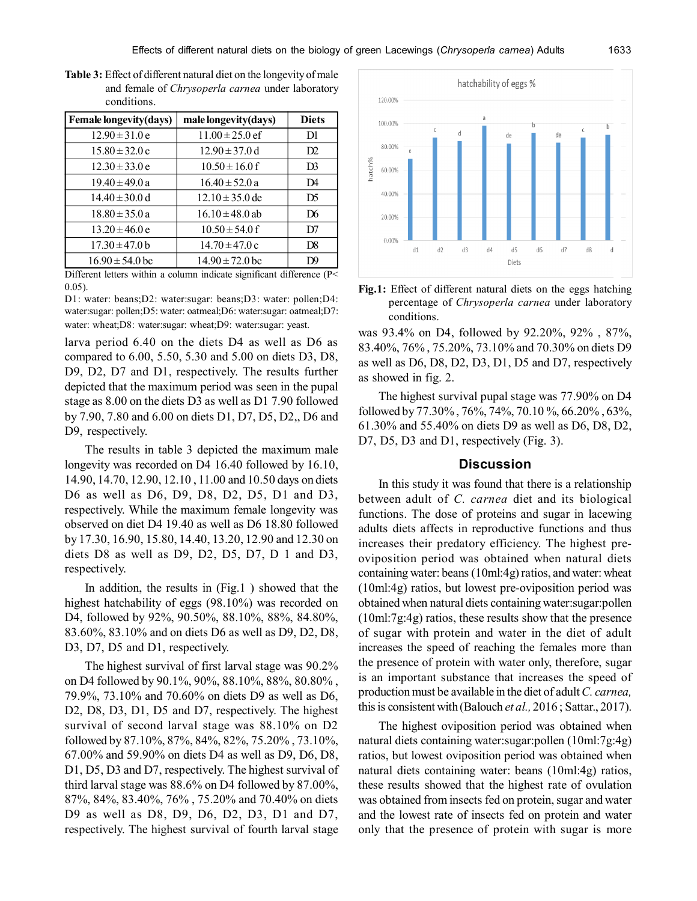**Table 3:** Effect of different natural diet on the longevity of male and female of *Chrysoperla carnea* under laboratory conditions.

| Female longevity(days) | male longevity(days) | Diets |
|---|---|---|
| 12.90 ± 31.0 e | 11.00 ± 25.0 ef | D1 |
| 15.80 ± 32.0 c | 12.90 ± 37.0 d | D2 |
| 12.30 ± 33.0 e | 10.50 ± 16.0 f | D3 |
| 19.40 ± 49.0 a | 16.40 ± 52.0 a | D4 |
| 14.40 ± 30.0 d | 12.10 ± 35.0 de | D5 |
| 18.80 ± 35.0 a | 16.10 ± 48.0 ab | D6 |
| 13.20 ± 46.0 e | 10.50 ± 54.0 f | D7 |
| 17.30 ± 47.0 b | 14.70 ± 47.0 c | D8 |
| 16.90 ± 54.0 bc | 14.90 ± 72.0 bc | D9 |

Different letters within a column indicate significant difference (P< 0.05).

D1: water: beans;D2: water:sugar: beans;D3: water: pollen;D4: water:sugar: pollen;D5: water: oatmeal;D6: water:sugar: oatmeal;D7: water: wheat;D8: water:sugar: wheat;D9: water:sugar: yeast.

larva period 6.40 on the diets D4 as well as D6 as compared to 6.00, 5.50, 5.30 and 5.00 on diets D3, D8, D9, D2, D7 and D1, respectively. The results further depicted that the maximum period was seen in the pupal stage as 8.00 on the diets D3 as well as D1 7.90 followed by 7.90, 7.80 and 6.00 on diets D1, D7, D5, D2,, D6 and D9, respectively.

The results in table 3 depicted the maximum male longevity was recorded on D4 16.40 followed by 16.10, 14.90, 14.70, 12.90, 12.10 , 11.00 and 10.50 days on diets D6 as well as D6, D9, D8, D2, D5, D1 and D3, respectively. While the maximum female longevity was observed on diet D4 19.40 as well as D6 18.80 followed by 17.30, 16.90, 15.80, 14.40, 13.20, 12.90 and 12.30 on diets D8 as well as D9, D2, D5, D7, D 1 and D3, respectively.

In addition, the results in (Fig.1 ) showed that the highest hatchability of eggs (98.10%) was recorded on D4, followed by 92%, 90.50%, 88.10%, 88%, 84.80%, 83.60%, 83.10% and on diets D6 as well as D9, D2, D8, D3, D7, D5 and D1, respectively.

The highest survival of first larval stage was 90.2% on D4 followed by 90.1%, 90%, 88.10%, 88%, 80.80% , 79.9%, 73.10% and 70.60% on diets D9 as well as D6, D2, D8, D3, D1, D5 and D7, respectively. The highest survival of second larval stage was 88.10% on D2 followed by 87.10%, 87%, 84%, 82%, 75.20% , 73.10%, 67.00% and 59.90% on diets D4 as well as D9, D6, D8, D1, D5, D3 and D7, respectively. The highest survival of third larval stage was 88.6% on D4 followed by 87.00%, 87%, 84%, 83.40%, 76% , 75.20% and 70.40% on diets D9 as well as D8, D9, D6, D2, D3, D1 and D7, respectively. The highest survival of fourth larval stage

hatchability of eggs %

120.00%
100.00%
80.00%
60.00%
40.00%
20.00%
0.00%

hatch%

e c d a de b de c b

d1 d2 d3 d4 d5 d6 d7 d8 d

Diets

**Fig.1:** Effect of different natural diets on the eggs hatching percentage of *Chrysoperla carnea* under laboratory conditions.

was 93.4% on D4, followed by 92.20%, 92% , 87%, 83.40%, 76% , 75.20%, 73.10% and 70.30% on diets D9 as well as D6, D8, D2, D3, D1, D5 and D7, respectively as showed in fig. 2.

The highest survival pupal stage was 77.90% on D4 followed by 77.30% , 76%, 74%, 70.10 %, 66.20% , 63%, 61.30% and 55.40% on diets D9 as well as D6, D8, D2, D7, D5, D3 and D1, respectively (Fig. 3).

## Discussion

In this study it was found that there is a relationship between adult of *C. carnea* diet and its biological functions. The dose of proteins and sugar in lacewing adults diets affects in reproductive functions and thus increases their predatory efficiency. The highest pre-oviposition period was obtained when natural diets containing water: beans (10ml:4g) ratios, and water: wheat (10ml:4g) ratios, but lowest pre-oviposition period was obtained when natural diets containing water:sugar:pollen (10ml:7g:4g) ratios, these results show that the presence of sugar with protein and water in the diet of adult increases the speed of reaching the females more than the presence of protein with water only, therefore, sugar is an important substance that increases the speed of production must be available in the diet of adult *C. carnea,* this is consistent with (Balouch *et al.,* 2016 ; Sattar., 2017).

The highest oviposition period was obtained when natural diets containing water:sugar:pollen (10ml:7g:4g) ratios, but lowest oviposition period was obtained when natural diets containing water: beans (10ml:4g) ratios, these results showed that the highest rate of ovulation was obtained from insects fed on protein, sugar and water and the lowest rate of insects fed on protein and water only that the presence of protein with sugar is more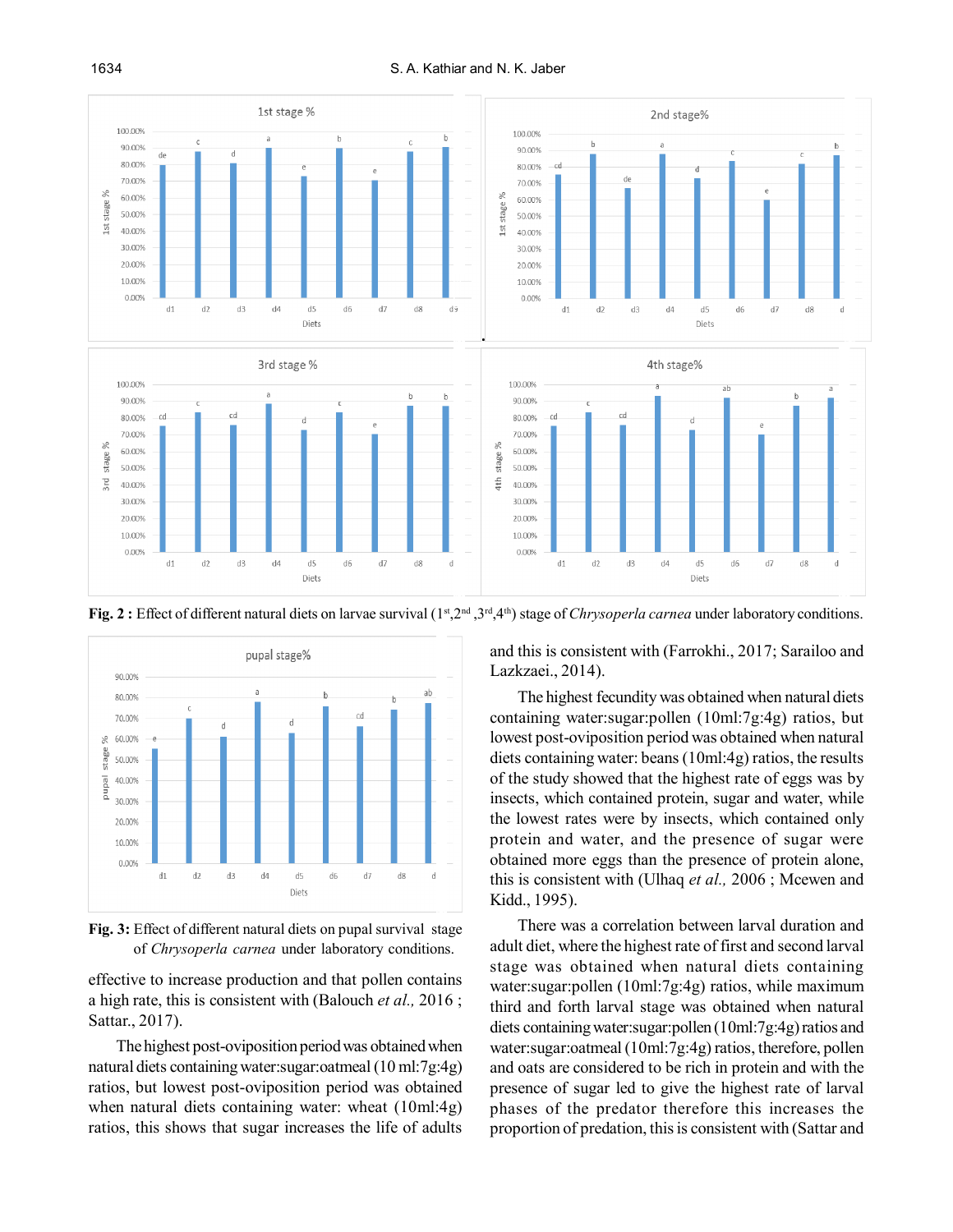1st stage %

100.00%
90.00%
80.00%
70.00%
60.00%
50.00%
40.00%
30.00%
20.00%
10.00%
0.00%

1st stage %

de c d a e b e c b

d1 d2 d3 d4 d5 d6 d7 d8 d9

Diets

2nd stage%

100.00%
90.00%
80.00%
70.00%
60.00%
50.00%
40.00%
30.00%
20.00%
10.00%
0.00%

1st stage %

cd b de a d c e c b

d1 d2 d3 d4 d5 d6 d7 d8 d

Diets

3rd stage %

100.00%
90.00%
80.00%
70.00%
60.00%
50.00%
40.00%
30.00%
20.00%
10.00%
0.00%

3rd stage %

cd c cd a d c e b b

d1 d2 d3 d4 d5 d6 d7 d8 d

Diets

4th stage%

100.00%
90.00%
80.00%
70.00%
60.00%
50.00%
40.00%
30.00%
20.00%
10.00%
0.00%

4th stage %

cd c cd a d ab e b a

d1 d2 d3 d4 d5 d6 d7 d8 d

Diets

**Fig. 2 :** Effect of different natural diets on larvae survival (1st, 2nd, 3rd, 4th) stage of *Chrysoperla carnea* under laboratory conditions.

pupal stage%

90.00%
80.00%
70.00%
60.00%
50.00%
40.00%
30.00%
20.00%
10.00%
0.00%

pupal stage %

e c d a d b cd b ab

d1 d2 d3 d4 d5 d6 d7 d8 d

Diets

**Fig. 3:** Effect of different natural diets on pupal survival stage of *Chrysoperla carnea* under laboratory conditions.

effective to increase production and that pollen contains a high rate, this is consistent with (Balouch *et al.,* 2016 ; Sattar., 2017).

The highest post-oviposition period was obtained when natural diets containing water:sugar:oatmeal (10 ml:7g:4g) ratios, but lowest post-oviposition period was obtained when natural diets containing water: wheat (10ml:4g) ratios, this shows that sugar increases the life of adults and this is consistent with (Farrokhi., 2017; Sarailoo and Lazkzaei., 2014).

The highest fecundity was obtained when natural diets containing water:sugar:pollen (10ml:7g:4g) ratios, but lowest post-oviposition period was obtained when natural diets containing water: beans (10ml:4g) ratios, the results of the study showed that the highest rate of eggs was by insects, which contained protein, sugar and water, while the lowest rates were by insects, which contained only protein and water, and the presence of sugar were obtained more eggs than the presence of protein alone, this is consistent with (Ulhaq *et al.,* 2006 ; Mcewen and Kidd., 1995).

There was a correlation between larval duration and adult diet, where the highest rate of first and second larval stage was obtained when natural diets containing water:sugar:pollen (10ml:7g:4g) ratios, while maximum third and forth larval stage was obtained when natural diets containing water:sugar:pollen (10ml:7g:4g) ratios and water:sugar:oatmeal (10ml:7g:4g) ratios, therefore, pollen and oats are considered to be rich in protein and with the presence of sugar led to give the highest rate of larval phases of the predator therefore this increases the proportion of predation, this is consistent with (Sattar and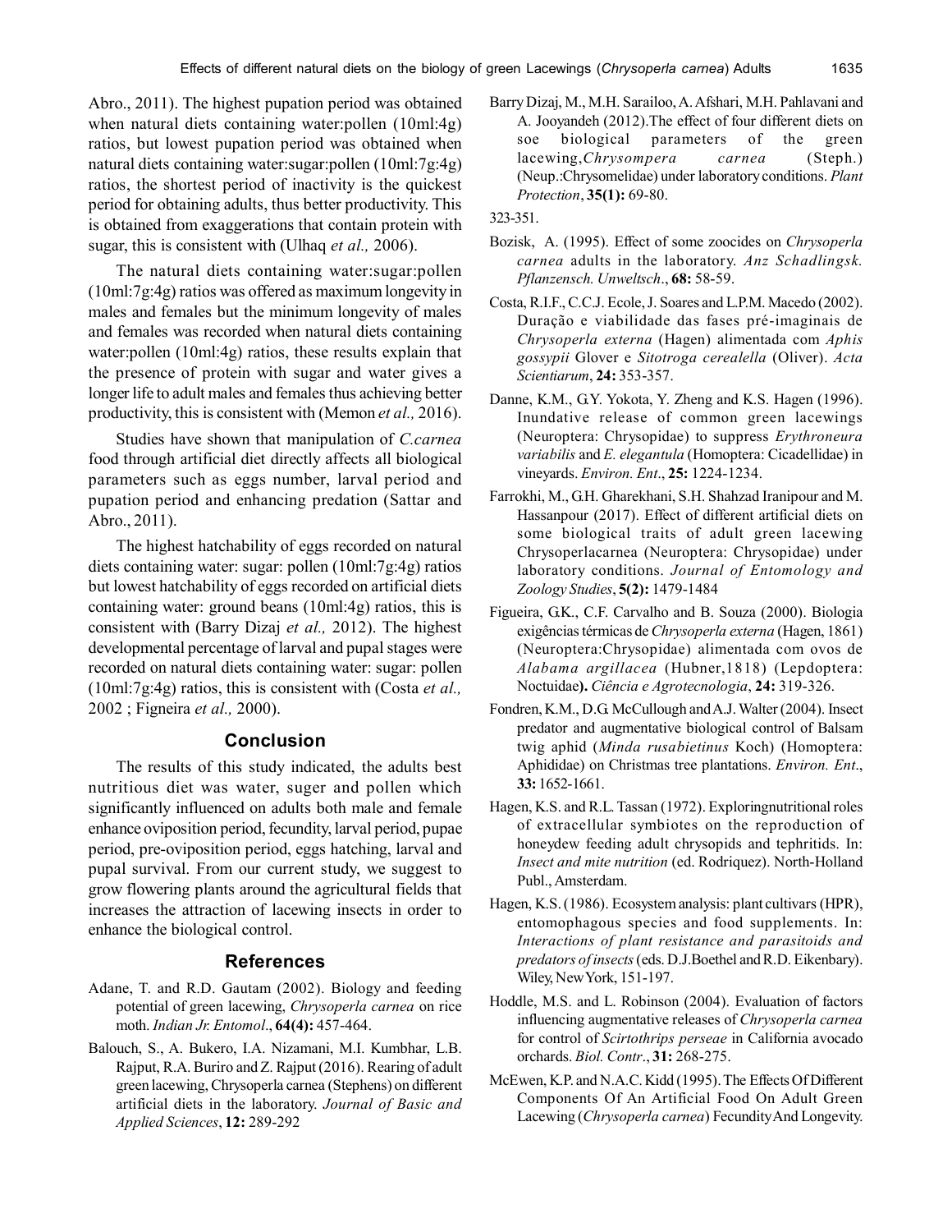Abro., 2011). The highest pupation period was obtained when natural diets containing water:pollen (10ml:4g) ratios, but lowest pupation period was obtained when natural diets containing water:sugar:pollen (10ml:7g:4g) ratios, the shortest period of inactivity is the quickest period for obtaining adults, thus better productivity. This is obtained from exaggerations that contain protein with sugar, this is consistent with (Ulhaq *et al.,* 2006).

The natural diets containing water:sugar:pollen (10ml:7g:4g) ratios was offered as maximum longevity in males and females but the minimum longevity of males and females was recorded when natural diets containing water:pollen (10ml:4g) ratios, these results explain that the presence of protein with sugar and water gives a longer life to adult males and females thus achieving better productivity, this is consistent with (Memon *et al.,* 2016).

Studies have shown that manipulation of *C.carnea* food through artificial diet directly affects all biological parameters such as eggs number, larval period and pupation period and enhancing predation (Sattar and Abro., 2011).

The highest hatchability of eggs recorded on natural diets containing water: sugar: pollen (10ml:7g:4g) ratios but lowest hatchability of eggs recorded on artificial diets containing water: ground beans (10ml:4g) ratios, this is consistent with (Barry Dizaj *et al.,* 2012). The highest developmental percentage of larval and pupal stages were recorded on natural diets containing water: sugar: pollen (10ml:7g:4g) ratios, this is consistent with (Costa *et al.,* 2002 ; Figneira *et al.,* 2000).

## Conclusion

The results of this study indicated, the adults best nutritious diet was water, suger and pollen which significantly influenced on adults both male and female enhance oviposition period, fecundity, larval period, pupae period, pre-oviposition period, eggs hatching, larval and pupal survival. From our current study, we suggest to grow flowering plants around the agricultural fields that increases the attraction of lacewing insects in order to enhance the biological control.

## References

Adane, T. and R.D. Gautam (2002). Biology and feeding potential of green lacewing, *Chrysoperla carnea* on rice moth. *Indian Jr. Entomol*., **64(4):** 457-464.

Balouch, S., A. Bukero, I.A. Nizamani, M.I. Kumbhar, L.B. Rajput, R.A. Buriro and Z. Rajput (2016). Rearing of adult green lacewing, Chrysoperla carnea (Stephens) on different artificial diets in the laboratory. *Journal of Basic and Applied Sciences*, **12:** 289-292

Barry Dizaj, M., M.H. Sarailoo, A. Afshari, M.H. Pahlavani and A. Jooyandeh (2012).The effect of four different diets on soe biological parameters of the green lacewing,*Chrysompera carnea* (Steph.) (Neup.:Chrysomelidae) under laboratory conditions. *Plant Protection*, **35(1):** 69-80.

323-351.

Bozisk, A. (1995). Effect of some zoocides on *Chrysoperla carnea* adults in the laboratory. *Anz Schadlingsk. Pflanzensch. Unweltsch*., **68:** 58-59.

Costa, R.I.F., C.C.J. Ecole, J. Soares and L.P.M. Macedo (2002). Duração e viabilidade das fases pré-imaginais de *Chrysoperla externa* (Hagen) alimentada com *Aphis gossypii* Glover e *Sitotroga cerealella* (Oliver). *Acta Scientiarum*, **24:** 353-357.

Danne, K.M., G.Y. Yokota, Y. Zheng and K.S. Hagen (1996). Inundative release of common green lacewings (Neuroptera: Chrysopidae) to suppress *Erythroneura variabilis* and *E. elegantula* (Homoptera: Cicadellidae) in vineyards. *Environ. Ent*., **25:** 1224-1234.

Farrokhi, M., G.H. Gharekhani, S.H. Shahzad Iranipour and M. Hassanpour (2017). Effect of different artificial diets on some biological traits of adult green lacewing Chrysoperlacarnea (Neuroptera: Chrysopidae) under laboratory conditions. *Journal of Entomology and Zoology Studies*, **5(2):** 1479-1484

Figueira, G.K., C.F. Carvalho and B. Souza (2000). Biologia exigências térmicas de *Chrysoperla externa* (Hagen, 1861) (Neuroptera:Chrysopidae) alimentada com ovos de *Alabama argillacea* (Hubner,1818) (Lepdoptera: Noctuidae**).** *Ciência e Agrotecnologia*, **24:** 319-326.

Fondren, K.M., D.G. McCullough and A.J. Walter (2004). Insect predator and augmentative biological control of Balsam twig aphid (*Minda rusabietinus* Koch) (Homoptera: Aphididae) on Christmas tree plantations. *Environ. Ent*., **33:** 1652-1661.

Hagen, K.S. and R.L. Tassan (1972). Exploringnutritional roles of extracellular symbiotes on the reproduction of honeydew feeding adult chrysopids and tephritids. In: *Insect and mite nutrition* (ed. Rodriquez). North-Holland Publ., Amsterdam.

Hagen, K.S. (1986). Ecosystem analysis: plant cultivars (HPR), entomophagous species and food supplements. In: *Interactions of plant resistance and parasitoids and predators of insects* (eds. D.J.Boethel and R.D. Eikenbary). Wiley, New York, 151-197.

Hoddle, M.S. and L. Robinson (2004). Evaluation of factors influencing augmentative releases of *Chrysoperla carnea* for control of *Scirtothrips perseae* in California avocado orchards. *Biol. Contr*., **31:** 268-275.

McEwen, K.P. and N.A.C. Kidd (1995). The Effects Of Different Components Of An Artificial Food On Adult Green Lacewing (*Chrysoperla carnea*) Fecundity And Longevity.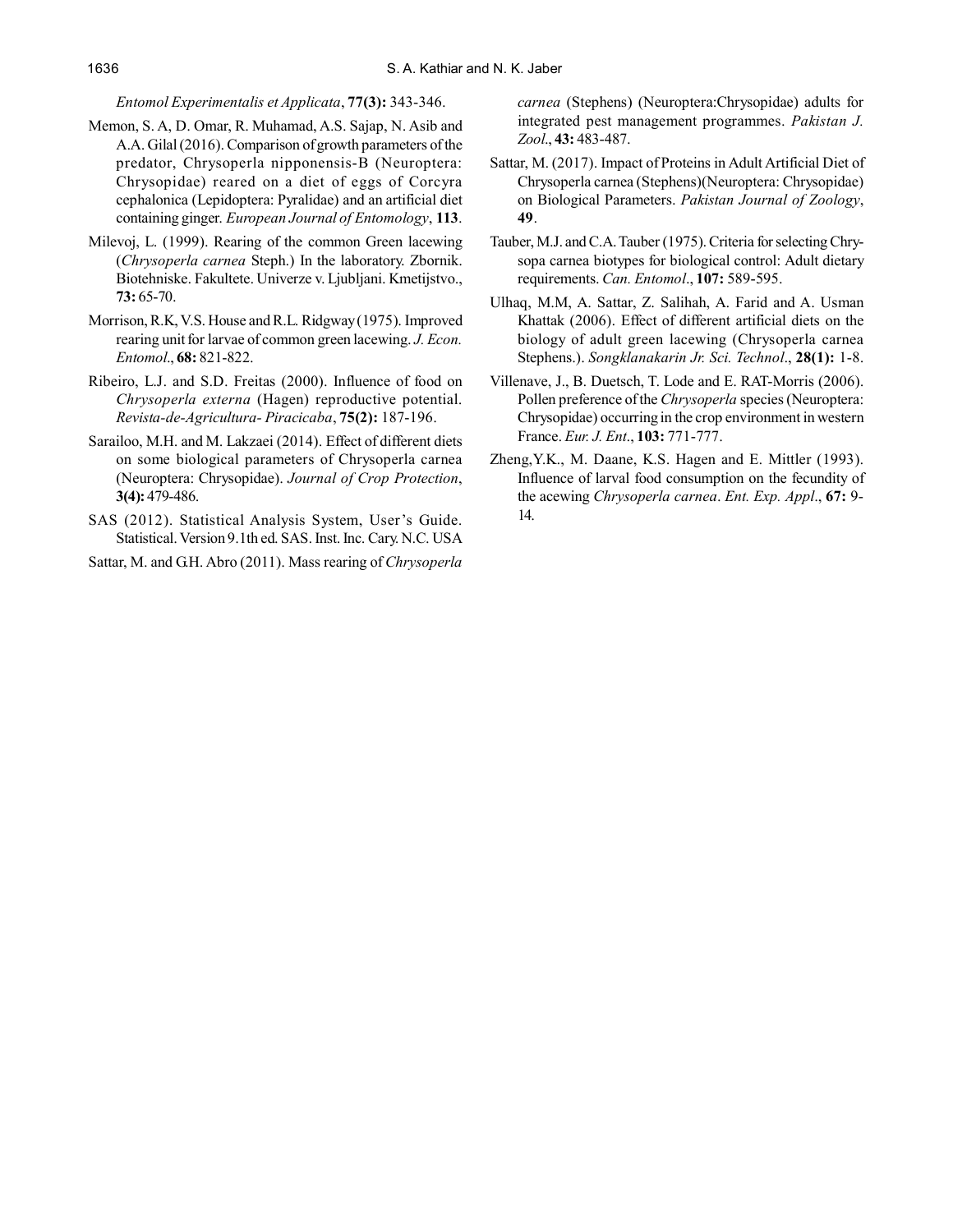*Entomol Experimentalis et Applicata*, **77(3):** 343-346.

Memon, S. A, D. Omar, R. Muhamad, A.S. Sajap, N. Asib and A.A. Gilal (2016). Comparison of growth parameters of the predator, Chrysoperla nipponensis-B (Neuroptera: Chrysopidae) reared on a diet of eggs of Corcyra cephalonica (Lepidoptera: Pyralidae) and an artificial diet containing ginger. *European Journal of Entomology*, **113**.

Milevoj, L. (1999). Rearing of the common Green lacewing (*Chrysoperla carnea* Steph.) In the laboratory. Zbornik. Biotehniske. Fakultete. Univerze v. Ljubljani. Kmetijstvo., **73:** 65-70.

Morrison, R.K, V.S. House and R.L. Ridgway (1975). Improved rearing unit for larvae of common green lacewing. *J. Econ. Entomol*., **68:** 821-822.

Ribeiro, L.J. and S.D. Freitas (2000). Influence of food on *Chrysoperla externa* (Hagen) reproductive potential. *Revista-de-Agricultura- Piracicaba*, **75(2):** 187-196.

Sarailoo, M.H. and M. Lakzaei (2014). Effect of different diets on some biological parameters of Chrysoperla carnea (Neuroptera: Chrysopidae). *Journal of Crop Protection*, **3(4):** 479-486.

SAS (2012). Statistical Analysis System, User's Guide. Statistical. Version 9.1th ed. SAS. Inst. Inc. Cary. N.C. USA

Sattar, M. and G.H. Abro (2011). Mass rearing of *Chrysoperla carnea* (Stephens) (Neuroptera:Chrysopidae) adults for integrated pest management programmes. *Pakistan J. Zool*., **43:** 483-487.

Sattar, M. (2017). Impact of Proteins in Adult Artificial Diet of Chrysoperla carnea (Stephens)(Neuroptera: Chrysopidae) on Biological Parameters. *Pakistan Journal of Zoology*, **49**.

Tauber, M.J. and C.A. Tauber (1975). Criteria for selecting Chrysopa carnea biotypes for biological control: Adult dietary requirements. *Can. Entomol*., **107:** 589-595.

Ulhaq, M.M, A. Sattar, Z. Salihah, A. Farid and A. Usman Khattak (2006). Effect of different artificial diets on the biology of adult green lacewing (Chrysoperla carnea Stephens.). *Songklanakarin Jr. Sci. Technol*., **28(1):** 1-8.

Villenave, J., B. Duetsch, T. Lode and E. RAT-Morris (2006). Pollen preference of the *Chrysoperla* species (Neuroptera: Chrysopidae) occurring in the crop environment in western France. *Eur. J. Ent*., **103:** 771-777.

Zheng, Y.K., M. Daane, K.S. Hagen and E. Mittler (1993). Influence of larval food consumption on the fecundity of the acewing *Chrysoperla carnea*. *Ent. Exp. Appl*., **67:** 9-14.